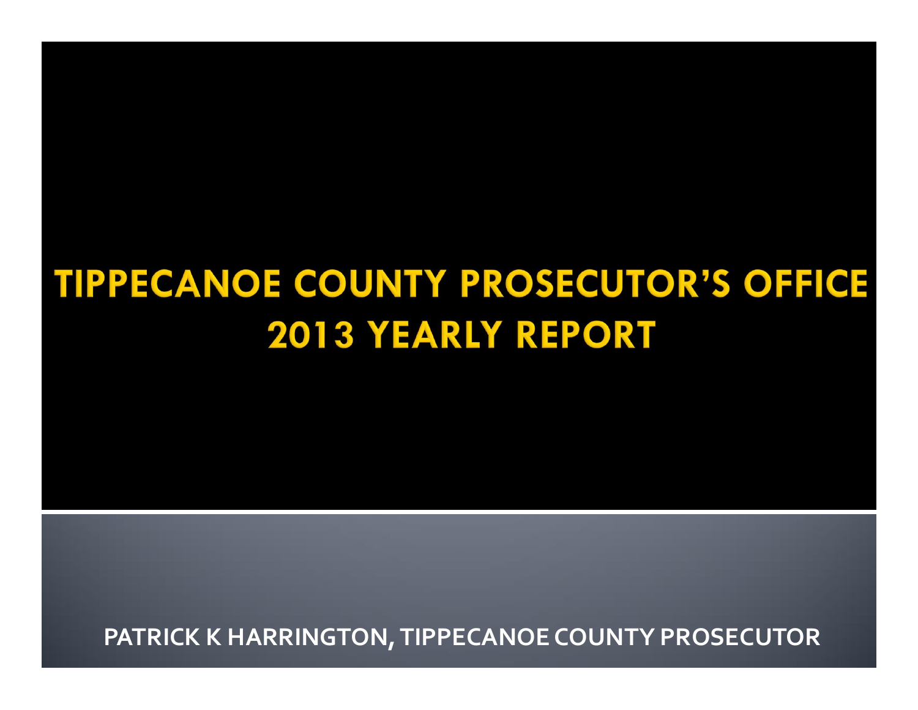# TIPPECANOE COUNTY PROSECUTOR'S OFFICE 2013 YEARLY REPORT

**PATRICK K HARRINGTON, TIPPECANOE COUNTY PROSECUTOR**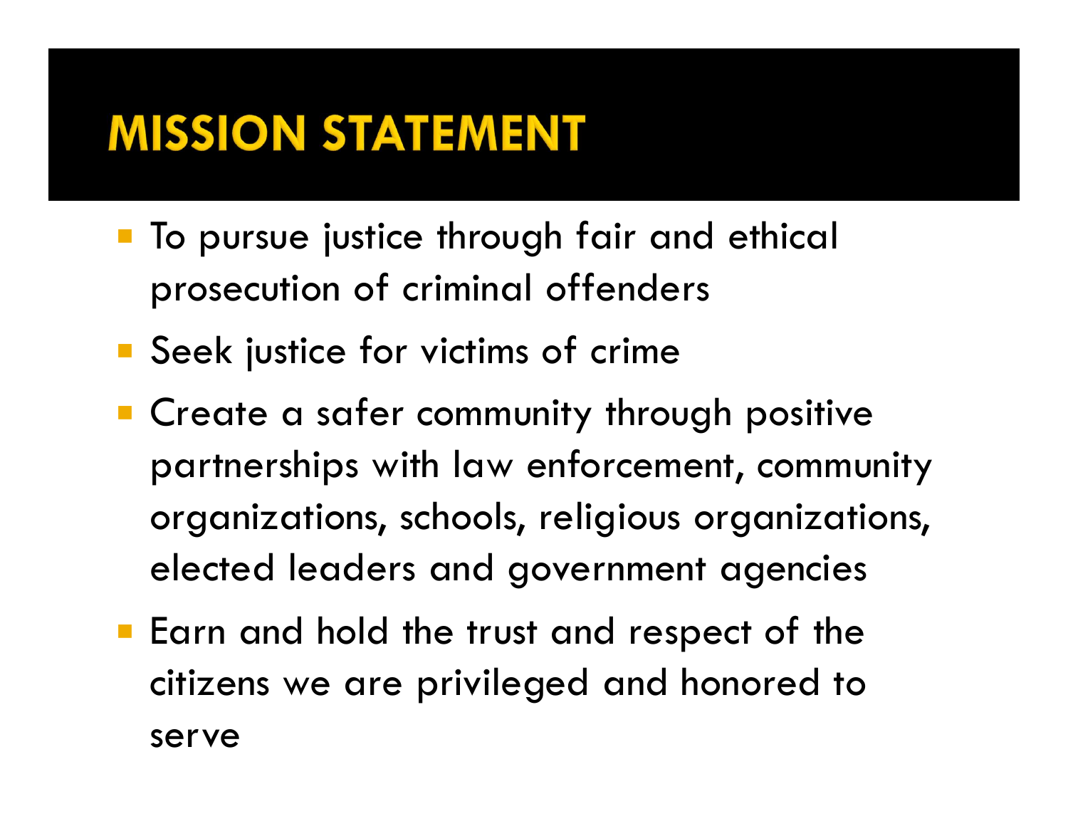# MISSION STATEMENT

- To pursue justice through fair and ethical prosecution of criminal offenders
- Seek justice for victims of crime
- Create a safer community through positive partnerships with law enforcement, community organizations, schools, religious organizations, elected leaders and government agencies
- Earn and hold the trust and respect of the citizens we are privileged and honored to serve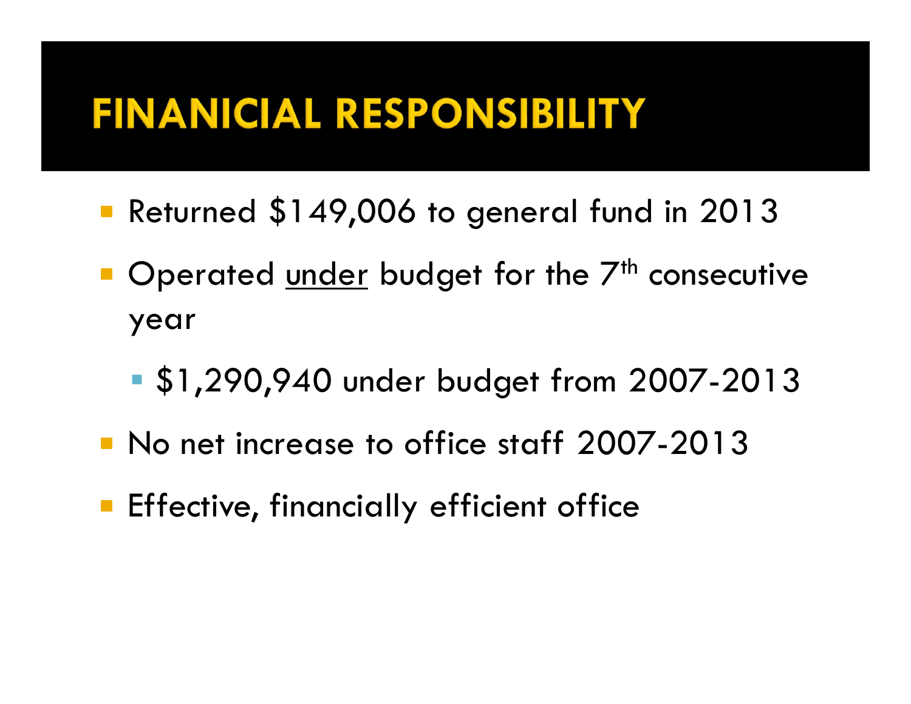# FINANICIAL RESPONSIBILITY

- Returned $149,006 to general fund in 2013
- Operated <u>under</u> budget for the 7th consecutive year
  - $1,290,940 under budget from 2007-2013
- No net increase to office staff 2007-2013
- Effective, financially efficient office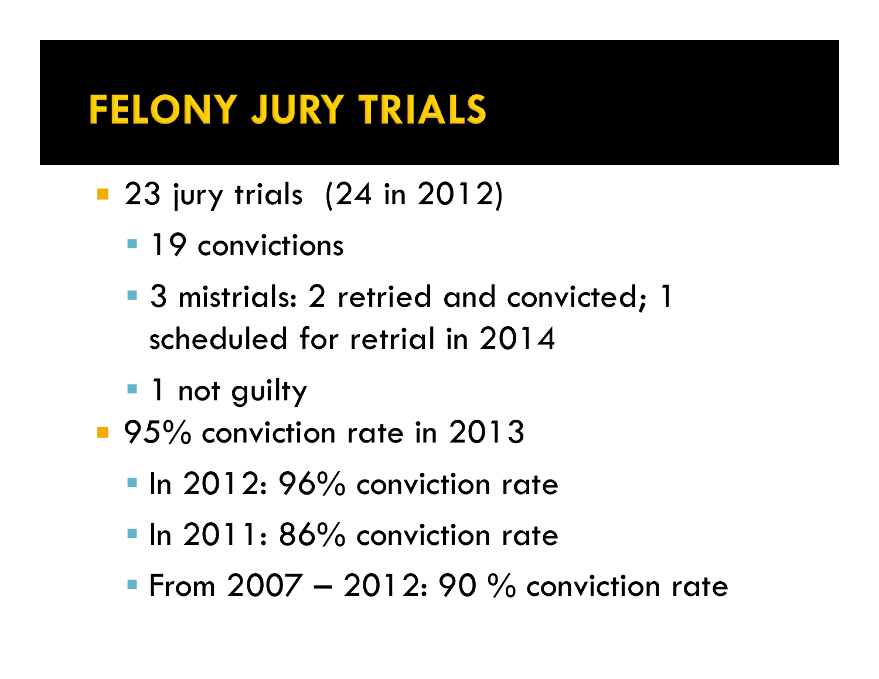# FELONY JURY TRIALS

- 23 jury trials (24 in 2012)
  - 19 convictions
  - 3 mistrials: 2 retried and convicted; 1 scheduled for retrial in 2014
  - 1 not guilty
- 95% conviction rate in 2013
  - In 2012: 96% conviction rate
  - In 2011: 86% conviction rate
  - From 2007 – 2012: 90 % conviction rate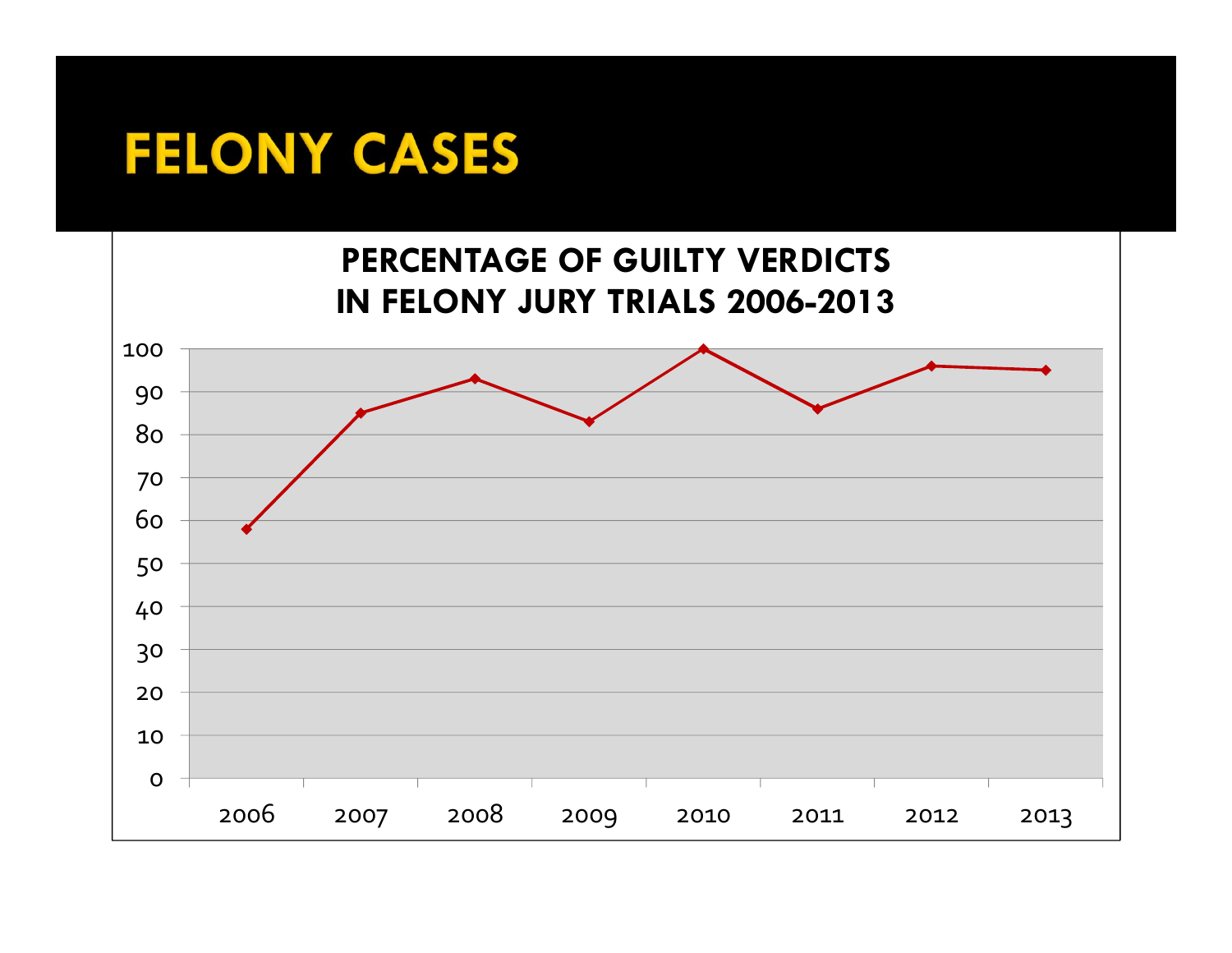# FELONY CASES

## PERCENTAGE OF GUILTY VERDICTS IN FELONY JURY TRIALS 2006-2013

| Year | Percentage |
|---|---|
| 2006 | 58 |
| 2007 | 85 |
| 2008 | 93 |
| 2009 | 83 |
| 2010 | 100 |
| 2011 | 86 |
| 2012 | 96 |
| 2013 | 95 |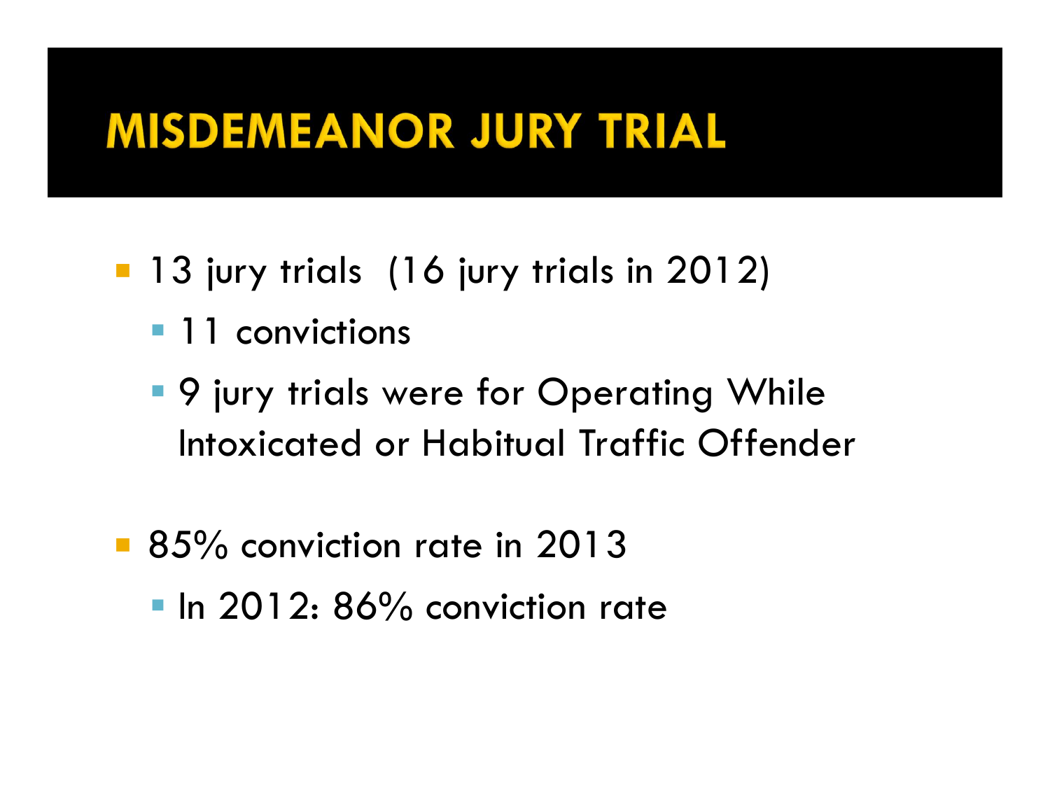# MISDEMEANOR JURY TRIAL

- 13 jury trials (16 jury trials in 2012)
  - 11 convictions
  - 9 jury trials were for Operating While Intoxicated or Habitual Traffic Offender
- 85% conviction rate in 2013
  - In 2012: 86% conviction rate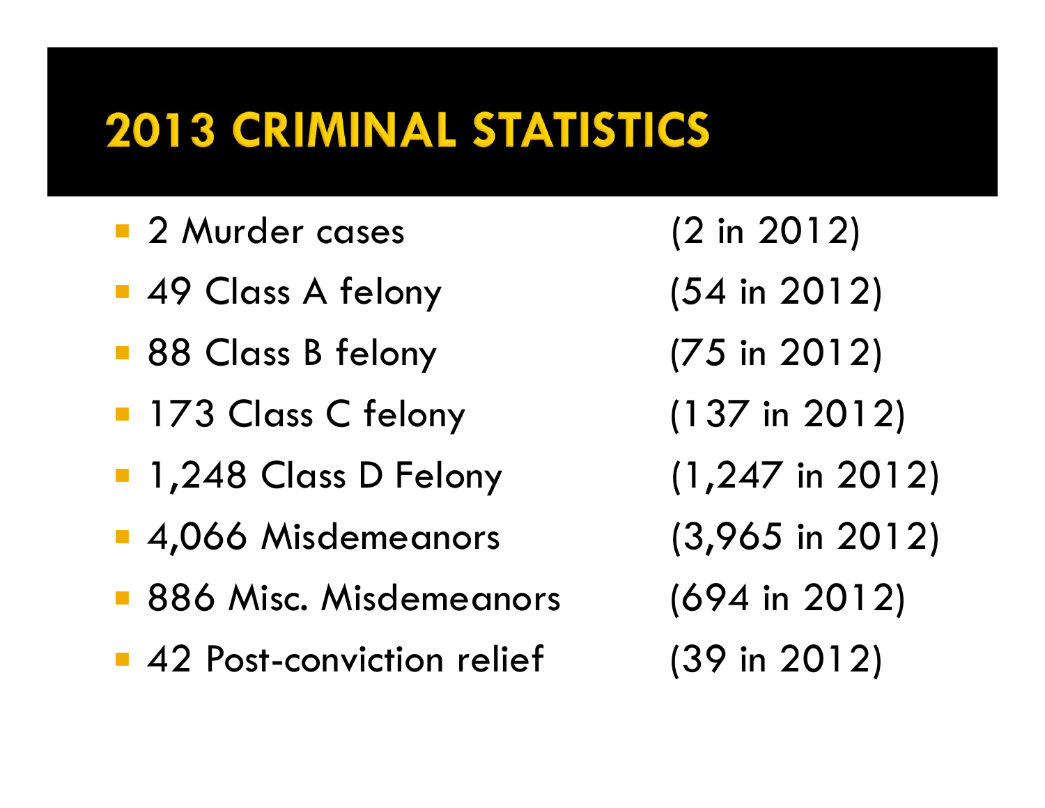# 2013 CRIMINAL STATISTICS

- 2 Murder cases (2 in 2012)
- 49 Class A felony (54 in 2012)
- 88 Class B felony (75 in 2012)
- 173 Class C felony (137 in 2012)
- 1,248 Class D Felony (1,247 in 2012)
- 4,066 Misdemeanors (3,965 in 2012)
- 886 Misc. Misdemeanors (694 in 2012)
- 42 Post-conviction relief (39 in 2012)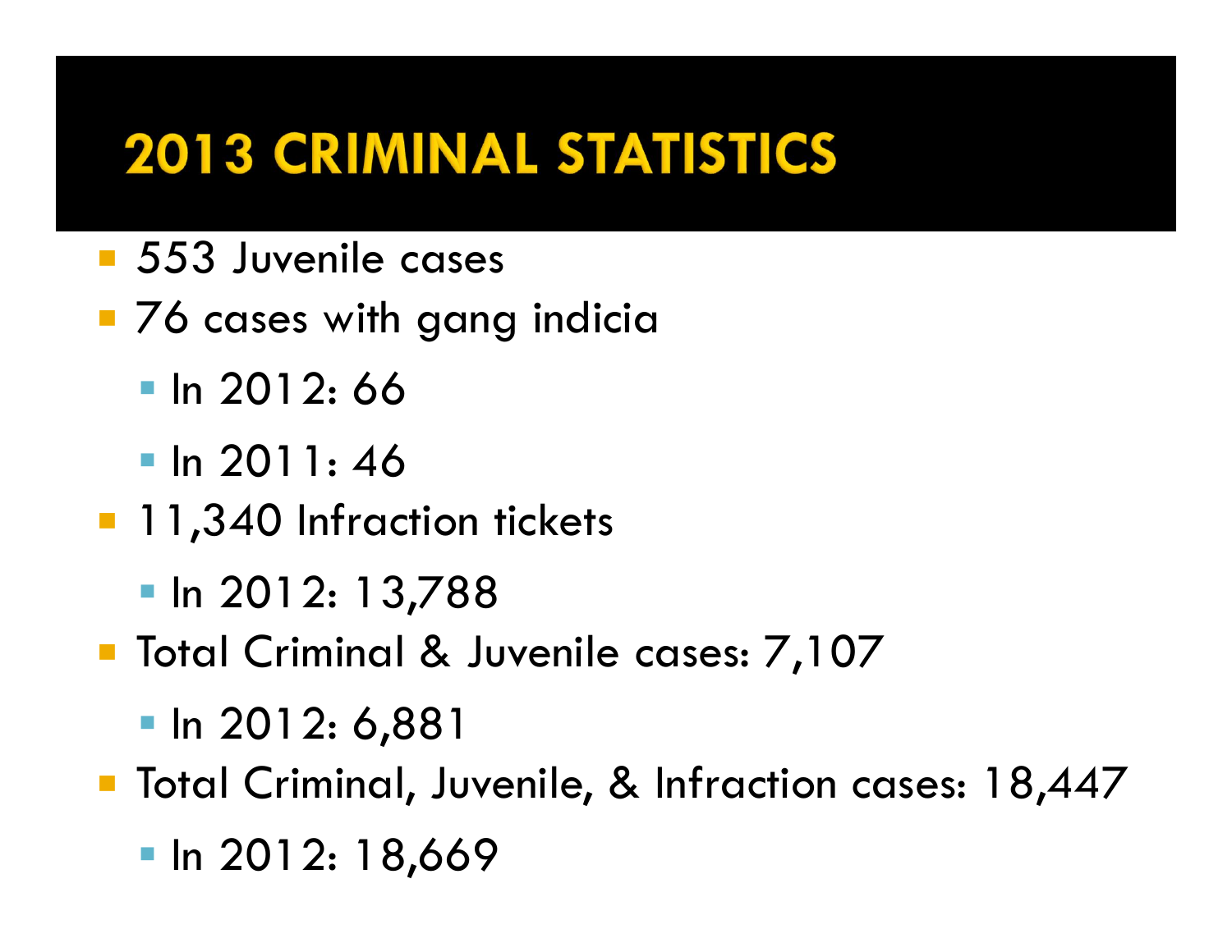# 2013 CRIMINAL STATISTICS

- 553 Juvenile cases
- 76 cases with gang indicia
  - In 2012: 66
  - In 2011: 46
- 11,340 Infraction tickets
  - In 2012: 13,788
- Total Criminal & Juvenile cases: 7,107
  - In 2012: 6,881
- Total Criminal, Juvenile, & Infraction cases: 18,447
  - In 2012: 18,669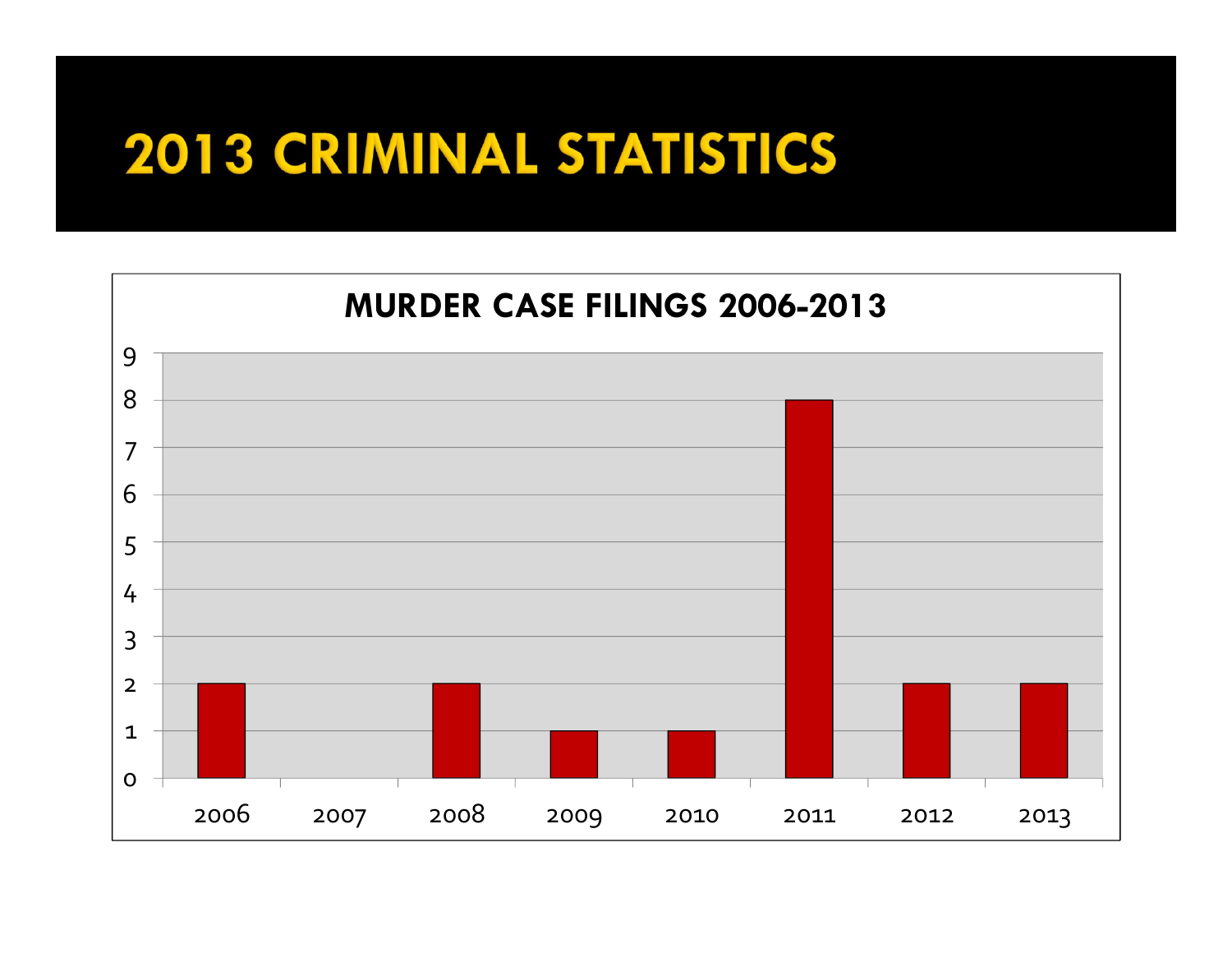# 2013 CRIMINAL STATISTICS

## MURDER CASE FILINGS 2006-2013

| Year | Murder Case Filings |
|---|---|
| 2006 | 2 |
| 2007 | 0 |
| 2008 | 2 |
| 2009 | 1 |
| 2010 | 1 |
| 2011 | 8 |
| 2012 | 2 |
| 2013 | 2 |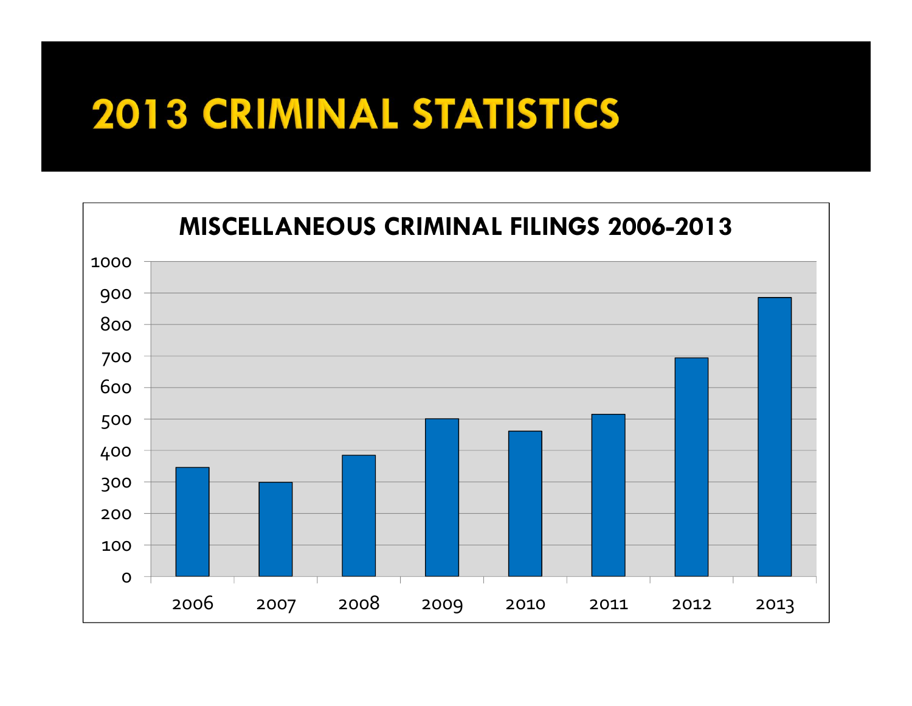# 2013 CRIMINAL STATISTICS

**MISCELLANEOUS CRIMINAL FILINGS 2006-2013**

| Year | Filings |
|---|---|
| 2006 | ~345 |
| 2007 | ~298 |
| 2008 | ~385 |
| 2009 | ~500 |
| 2010 | ~460 |
| 2011 | ~515 |
| 2012 | ~693 |
| 2013 | ~885 |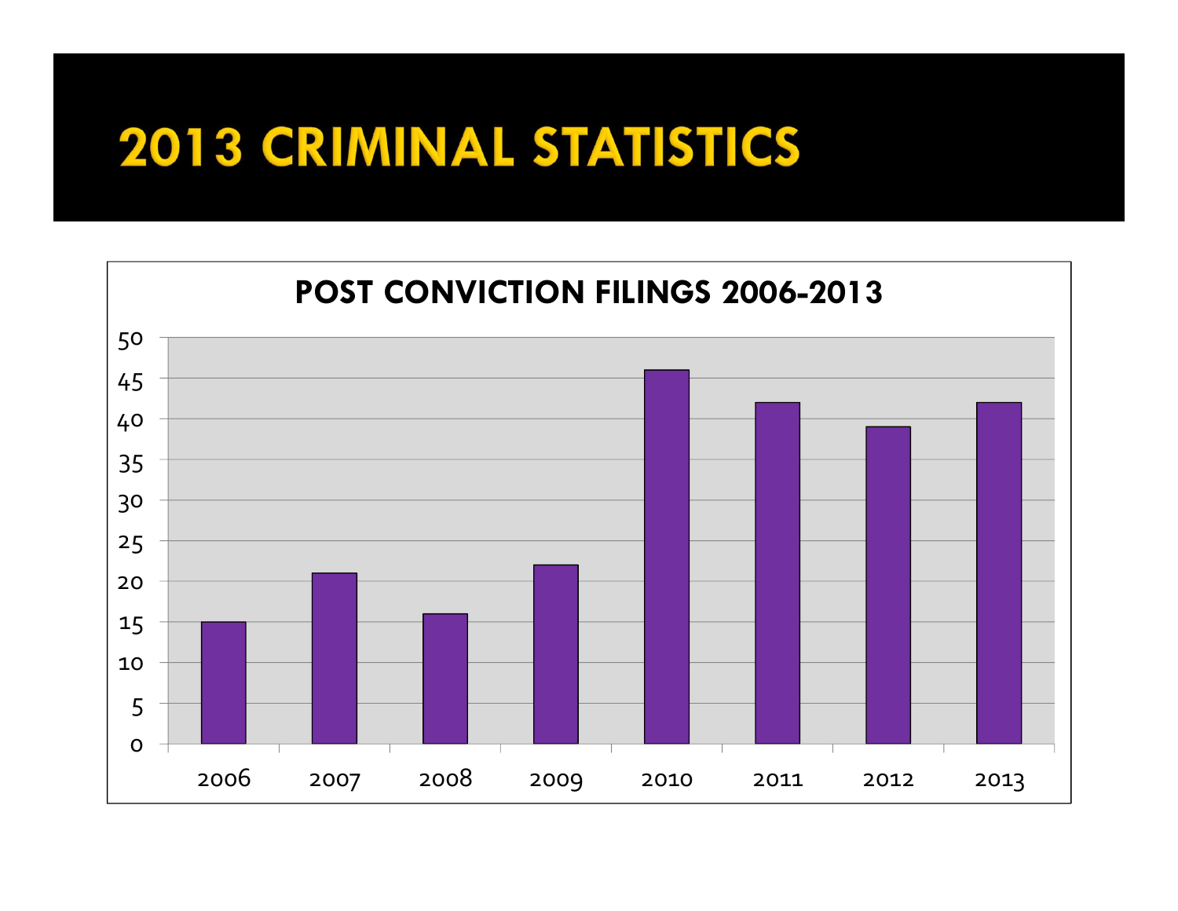# 2013 CRIMINAL STATISTICS

## POST CONVICTION FILINGS 2006-2013

| Year | Filings |
|---|---|
| 2006 | 15 |
| 2007 | 21 |
| 2008 | 16 |
| 2009 | 22 |
| 2010 | 46 |
| 2011 | 42 |
| 2012 | 39 |
| 2013 | 42 |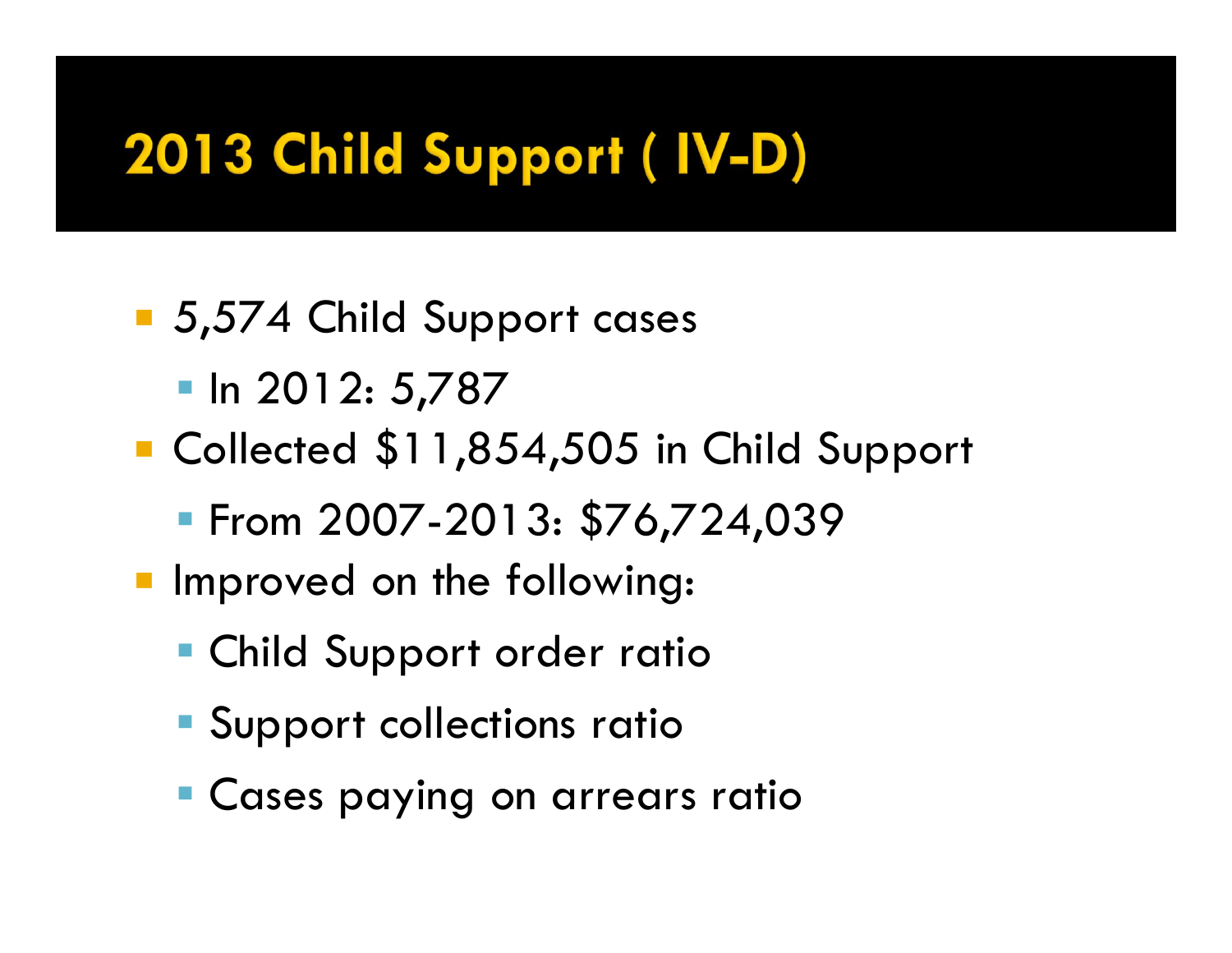# 2013 Child Support ( IV-D)

- 5,574 Child Support cases
  - In 2012: 5,787
- Collected $11,854,505 in Child Support
  - From 2007-2013: $76,724,039
- Improved on the following:
  - Child Support order ratio
  - Support collections ratio
  - Cases paying on arrears ratio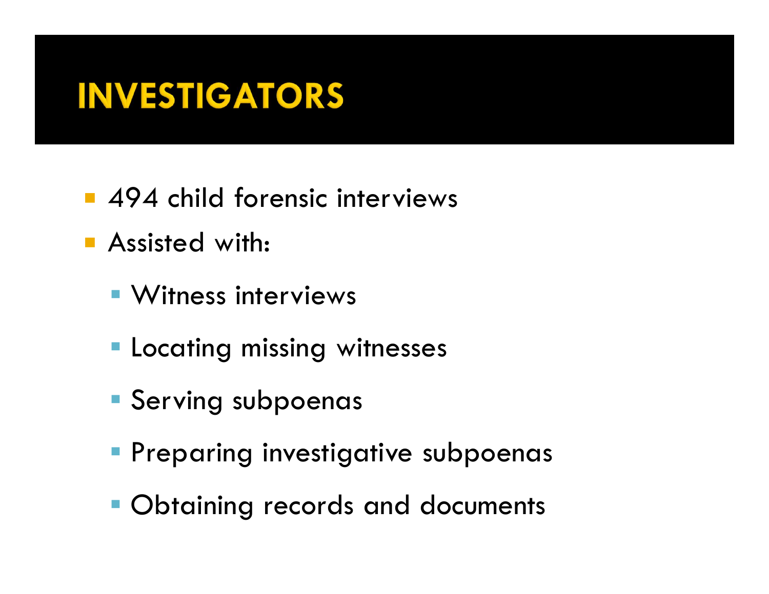# INVESTIGATORS

- 494 child forensic interviews
- Assisted with:
  - Witness interviews
  - Locating missing witnesses
  - Serving subpoenas
  - Preparing investigative subpoenas
  - Obtaining records and documents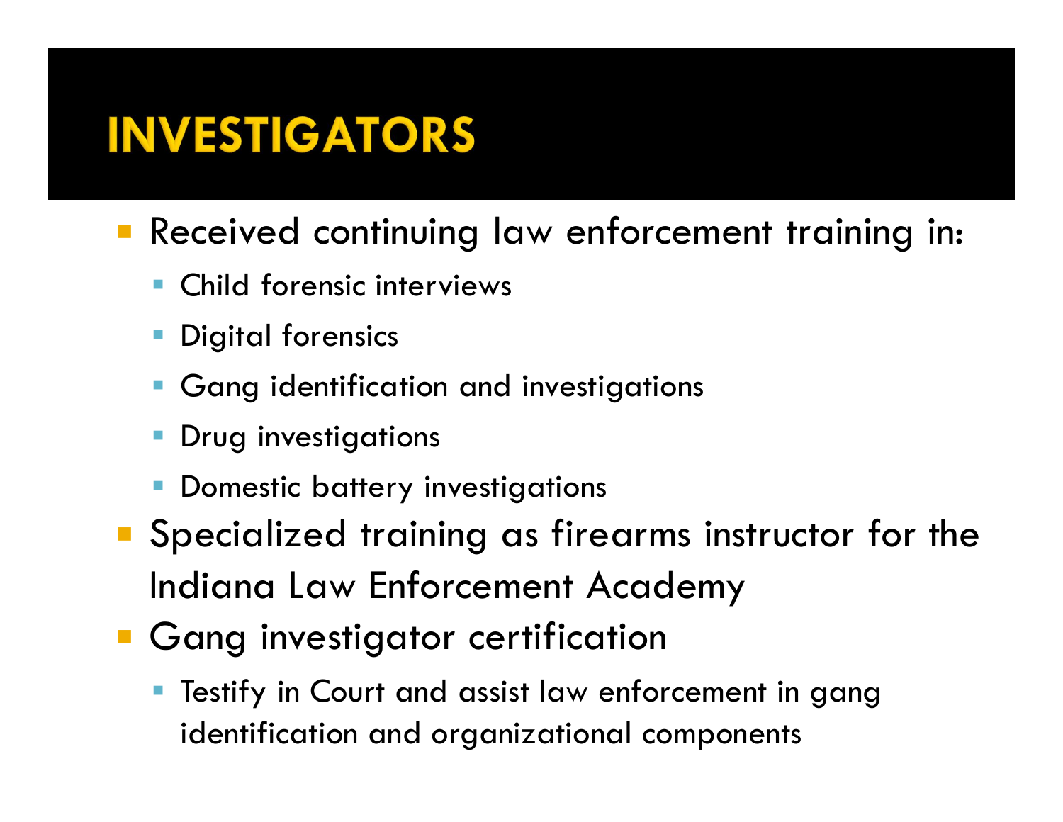# INVESTIGATORS

- Received continuing law enforcement training in:
  - Child forensic interviews
  - Digital forensics
  - Gang identification and investigations
  - Drug investigations
  - Domestic battery investigations
- Specialized training as firearms instructor for the Indiana Law Enforcement Academy
- Gang investigator certification
  - Testify in Court and assist law enforcement in gang identification and organizational components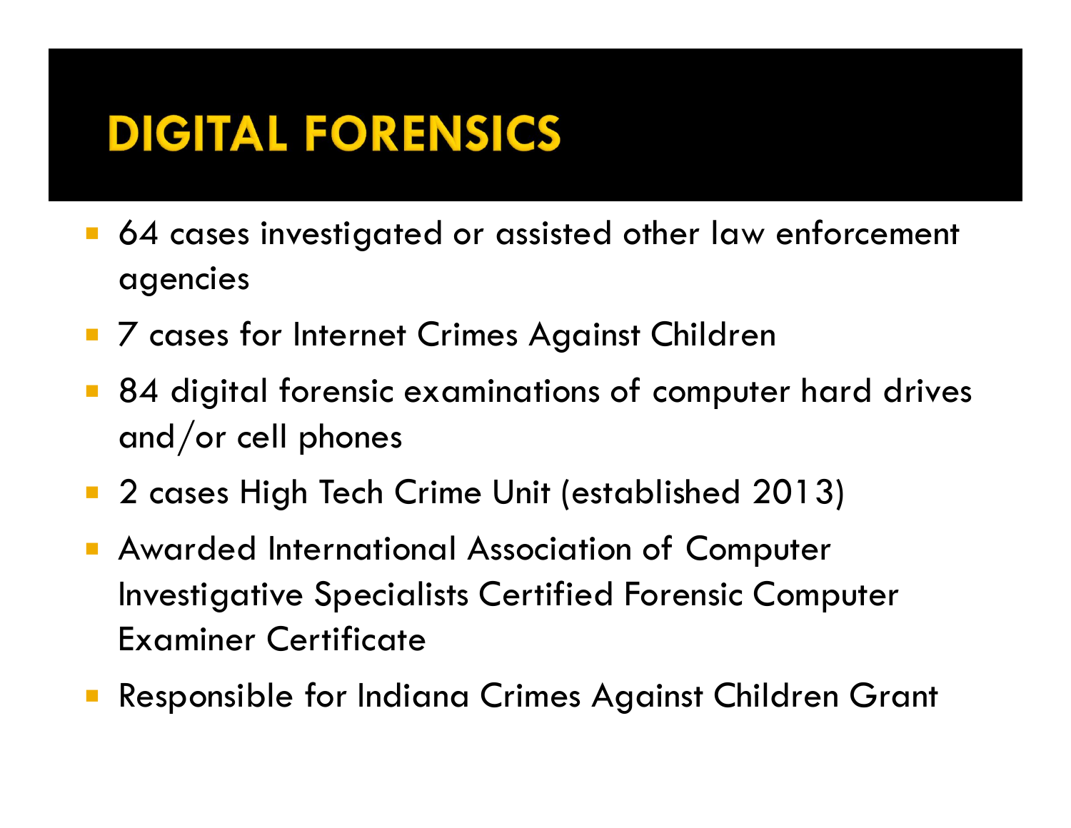# DIGITAL FORENSICS

- 64 cases investigated or assisted other law enforcement agencies
- 7 cases for Internet Crimes Against Children
- 84 digital forensic examinations of computer hard drives and/or cell phones
- 2 cases High Tech Crime Unit (established 2013)
- Awarded International Association of Computer Investigative Specialists Certified Forensic Computer Examiner Certificate
- Responsible for Indiana Crimes Against Children Grant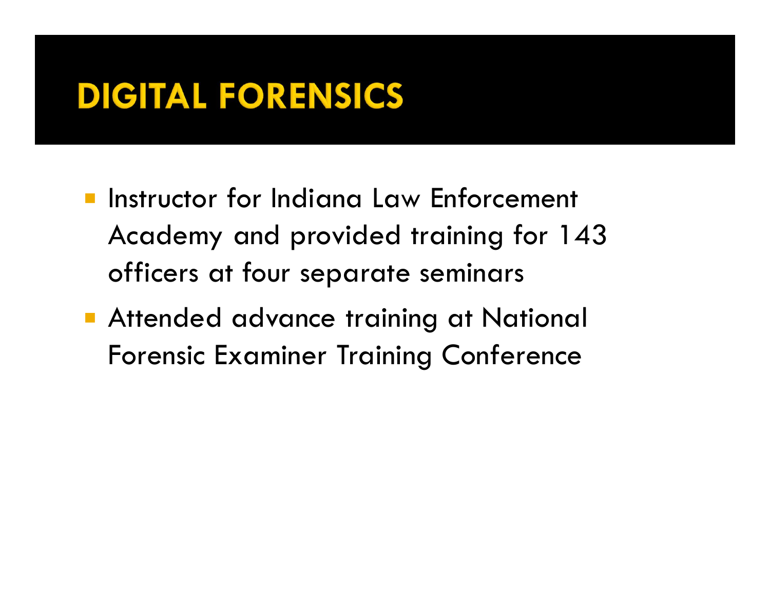# DIGITAL FORENSICS

- Instructor for Indiana Law Enforcement Academy and provided training for 143 officers at four separate seminars
- Attended advance training at National Forensic Examiner Training Conference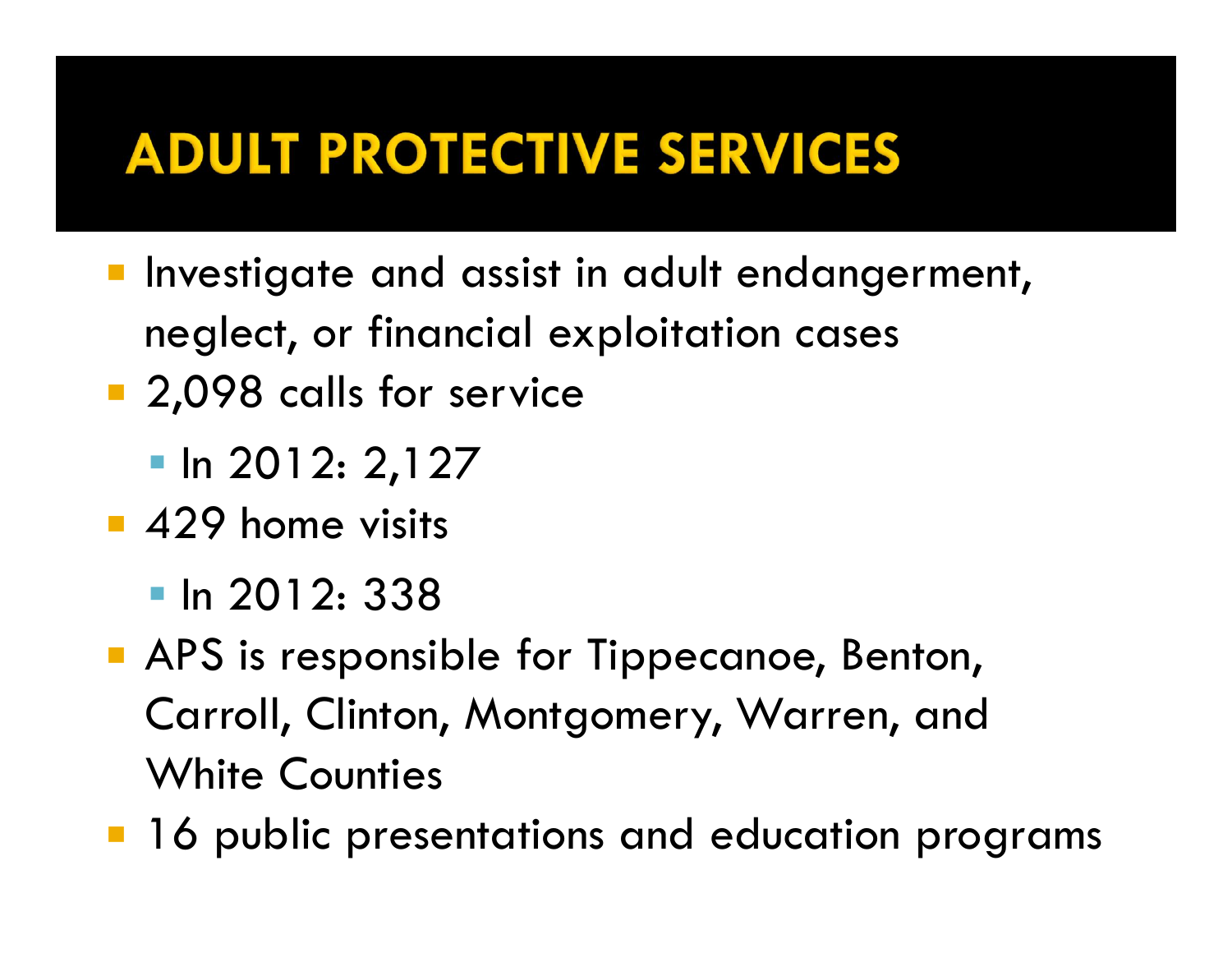# ADULT PROTECTIVE SERVICES

- Investigate and assist in adult endangerment, neglect, or financial exploitation cases
- 2,098 calls for service
  - In 2012: 2,127
- 429 home visits
  - In 2012: 338
- APS is responsible for Tippecanoe, Benton, Carroll, Clinton, Montgomery, Warren, and White Counties
- 16 public presentations and education programs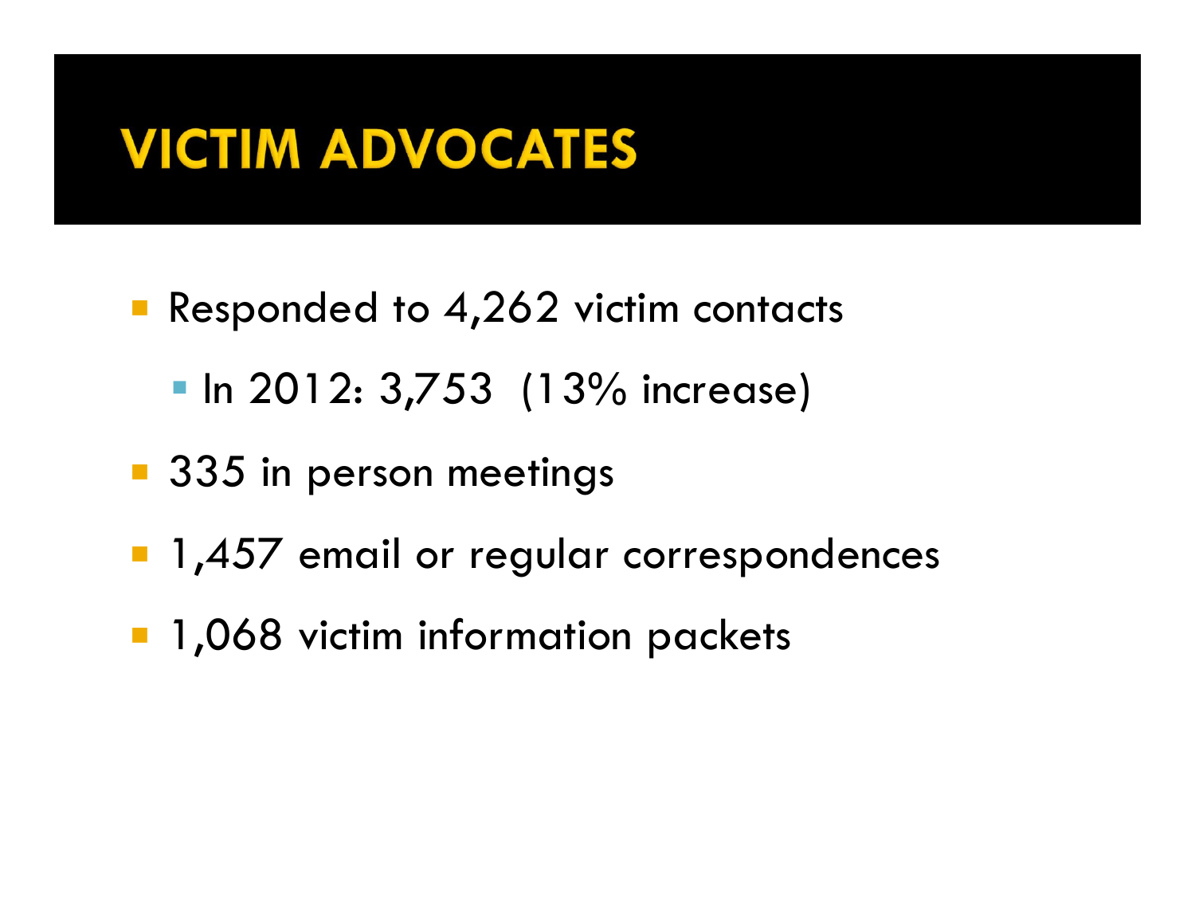# VICTIM ADVOCATES

- Responded to 4,262 victim contacts
  - In 2012: 3,753 (13% increase)
- 335 in person meetings
- 1,457 email or regular correspondences
- 1,068 victim information packets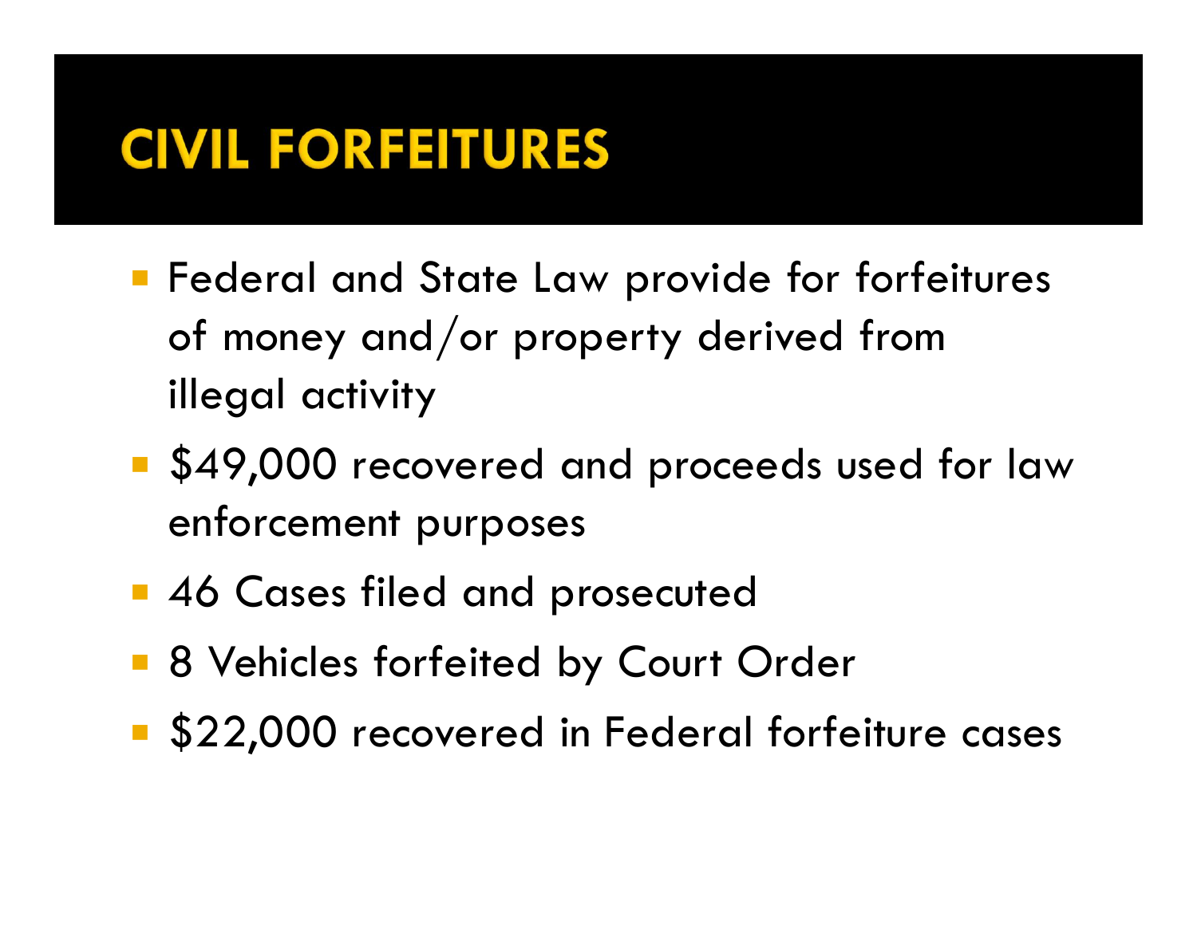# CIVIL FORFEITURES

- Federal and State Law provide for forfeitures of money and/or property derived from illegal activity
- $49,000 recovered and proceeds used for law enforcement purposes
- 46 Cases filed and prosecuted
- 8 Vehicles forfeited by Court Order
- $22,000 recovered in Federal forfeiture cases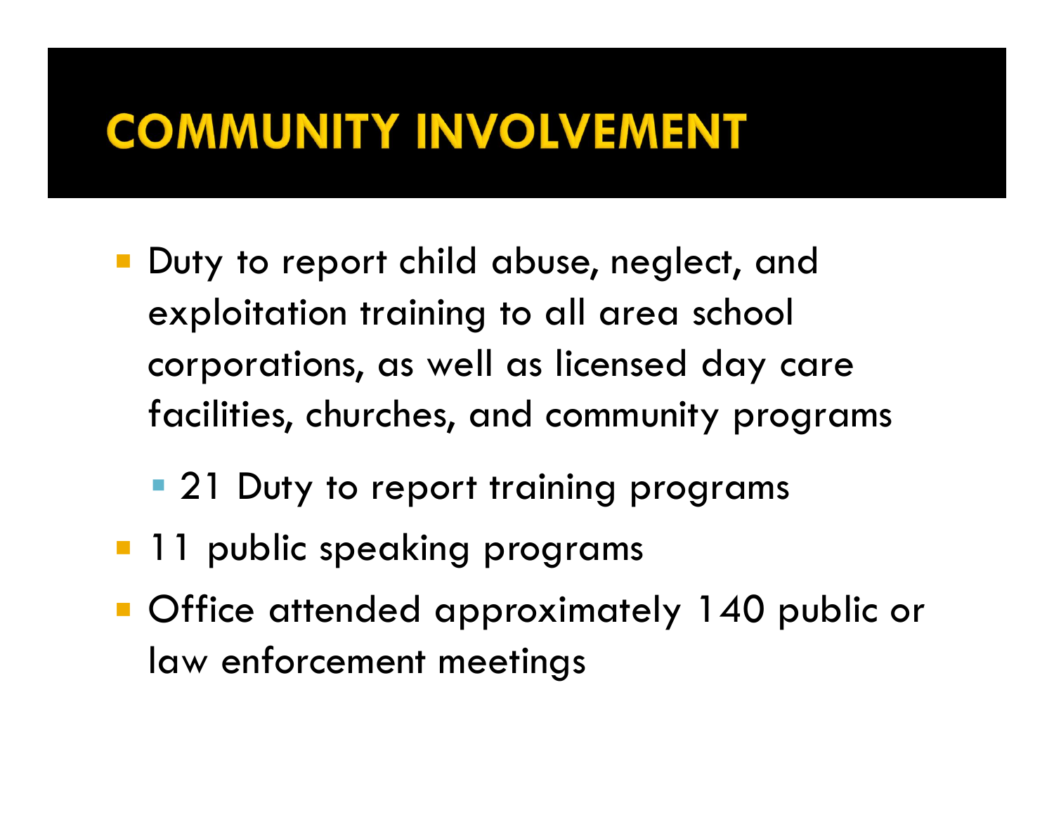# COMMUNITY INVOLVEMENT

- Duty to report child abuse, neglect, and exploitation training to all area school corporations, as well as licensed day care facilities, churches, and community programs
  - 21 Duty to report training programs
- 11 public speaking programs
- Office attended approximately 140 public or law enforcement meetings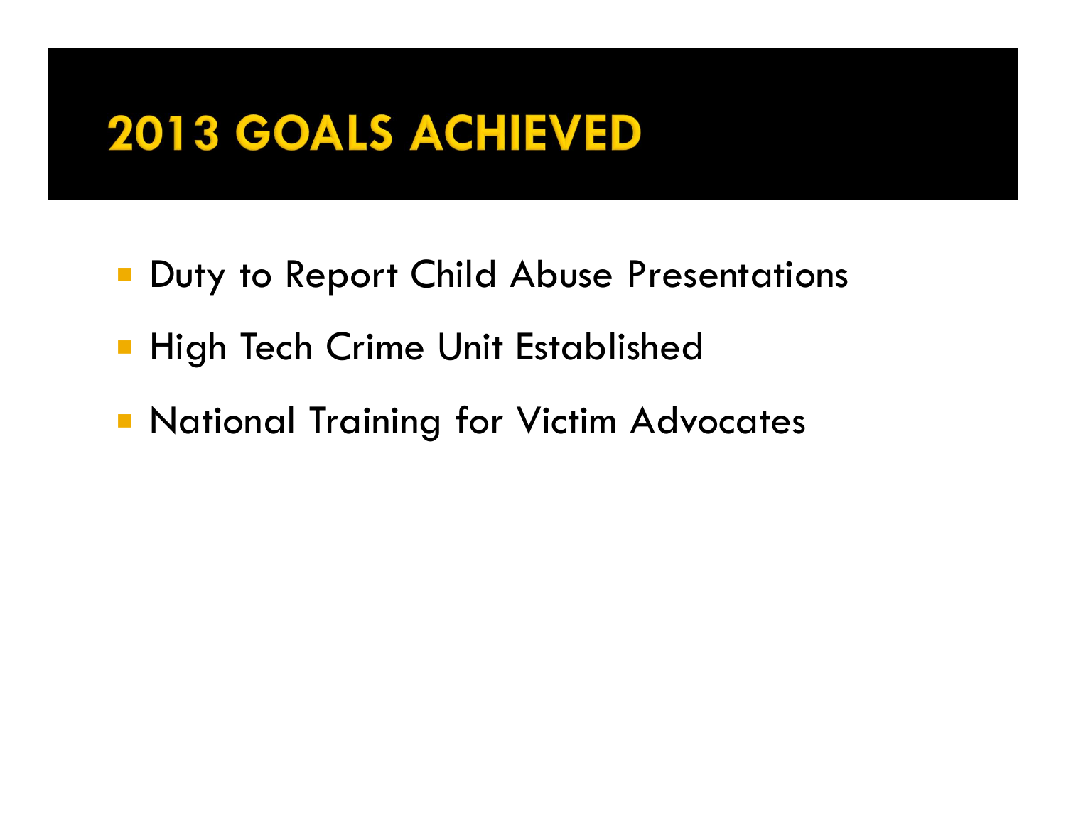# 2013 GOALS ACHIEVED

- Duty to Report Child Abuse Presentations
- High Tech Crime Unit Established
- National Training for Victim Advocates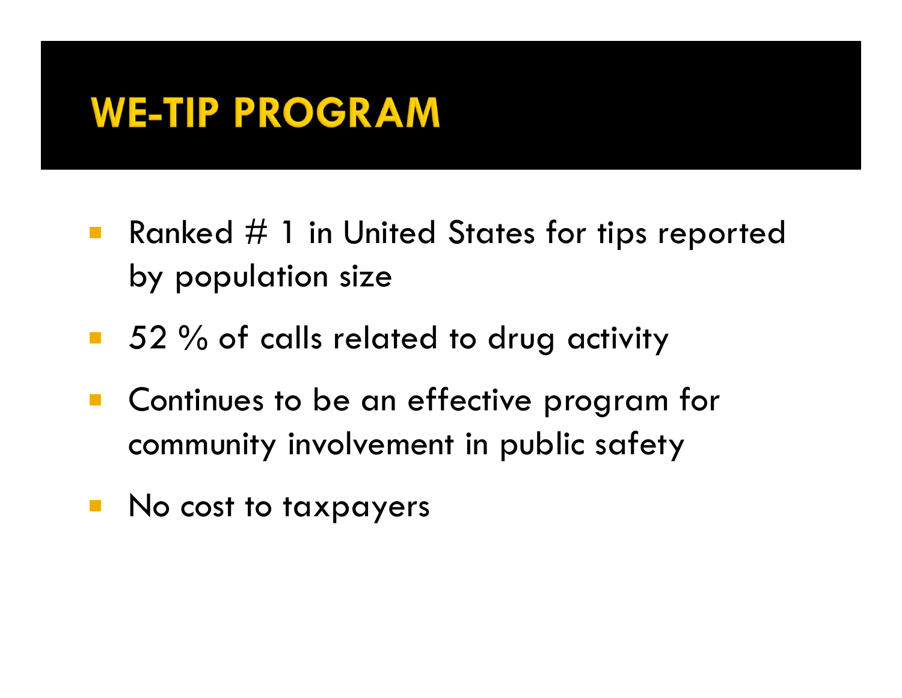# WE-TIP PROGRAM

- Ranked # 1 in United States for tips reported by population size
- 52 % of calls related to drug activity
- Continues to be an effective program for community involvement in public safety
- No cost to taxpayers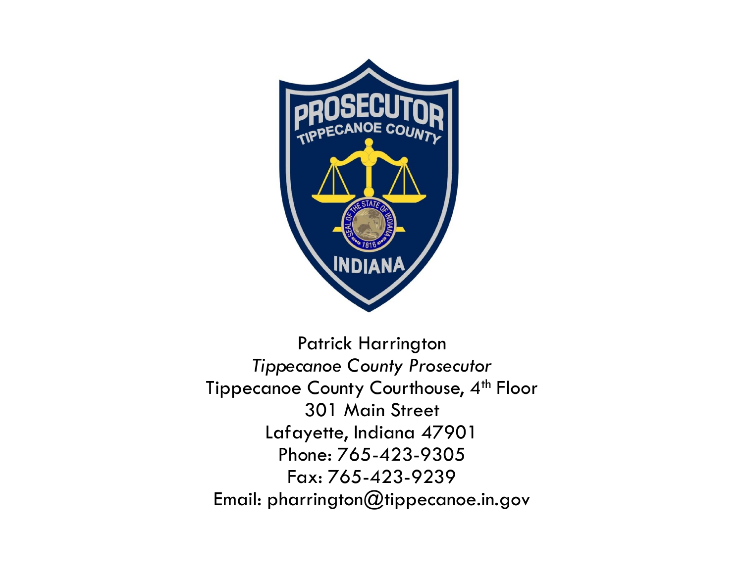Patrick Harrington

*Tippecanoe County Prosecutor*

Tippecanoe County Courthouse, 4th Floor

301 Main Street

Lafayette, Indiana 47901

Phone: 765-423-9305

Fax: 765-423-9239

Email: pharrington@tippecanoe.in.gov